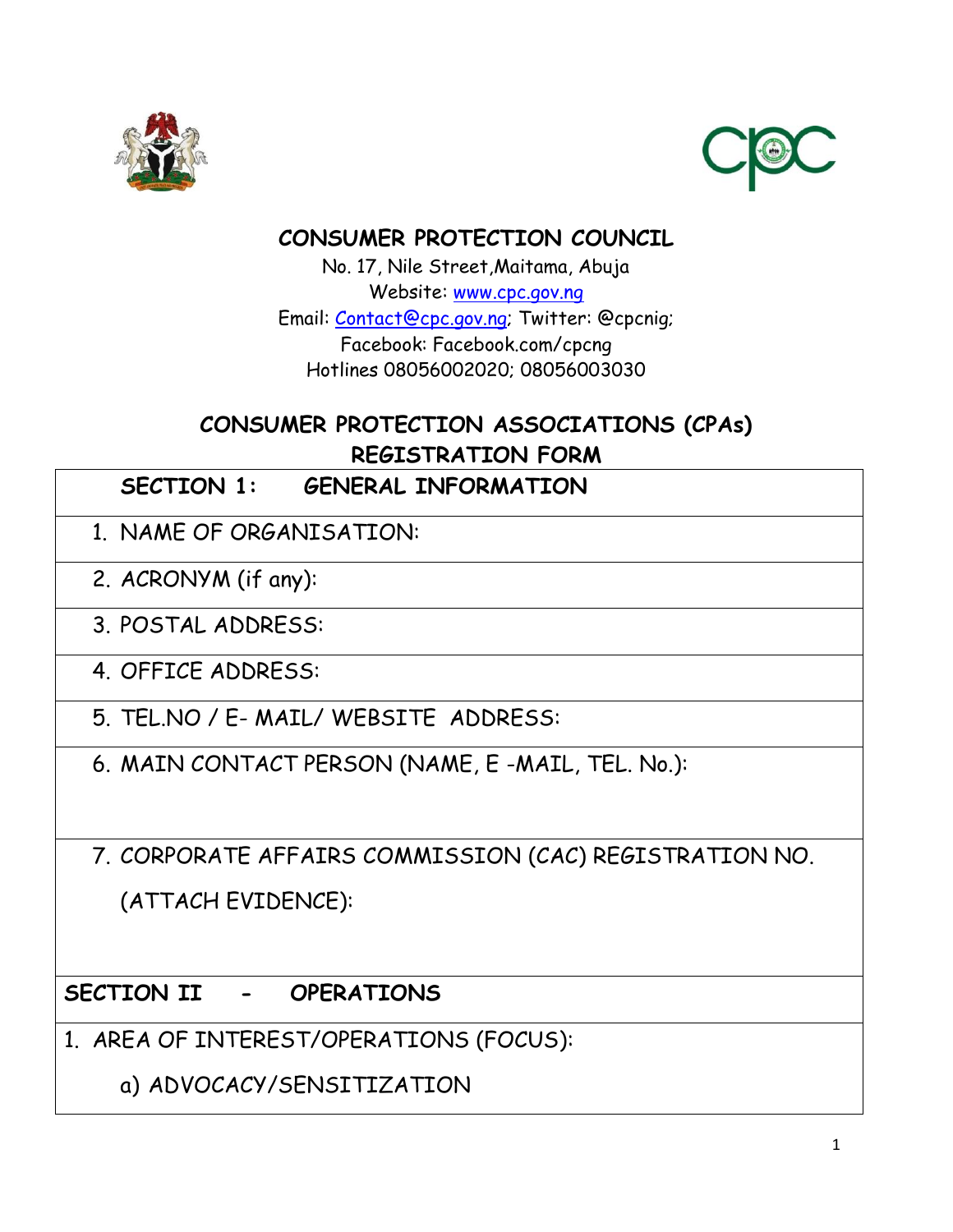# CONSUMER PROTECTION COUNCIL

No. 17, Nile Street,Maitama, Abuja
Website: www.cpc.gov.ng
Email: Contact@cpc.gov.ng; Twitter: @cpcnig;
Facebook: Facebook.com/cpcng
Hotlines 08056002020; 08056003030

## CONSUMER PROTECTION ASSOCIATIONS (CPAs) REGISTRATION FORM

| SECTION 1: GENERAL INFORMATION |
|---|
| 1. NAME OF ORGANISATION: |
| 2. ACRONYM (if any): |
| 3. POSTAL ADDRESS: |
| 4. OFFICE ADDRESS: |
| 5. TEL.NO / E- MAIL/ WEBSITE ADDRESS: |
| 6. MAIN CONTACT PERSON (NAME, E -MAIL, TEL. No.): |
| 7. CORPORATE AFFAIRS COMMISSION (CAC) REGISTRATION NO. (ATTACH EVIDENCE): |
| **SECTION II - OPERATIONS** |
| 1. AREA OF INTEREST/OPERATIONS (FOCUS): a) ADVOCACY/SENSITIZATION |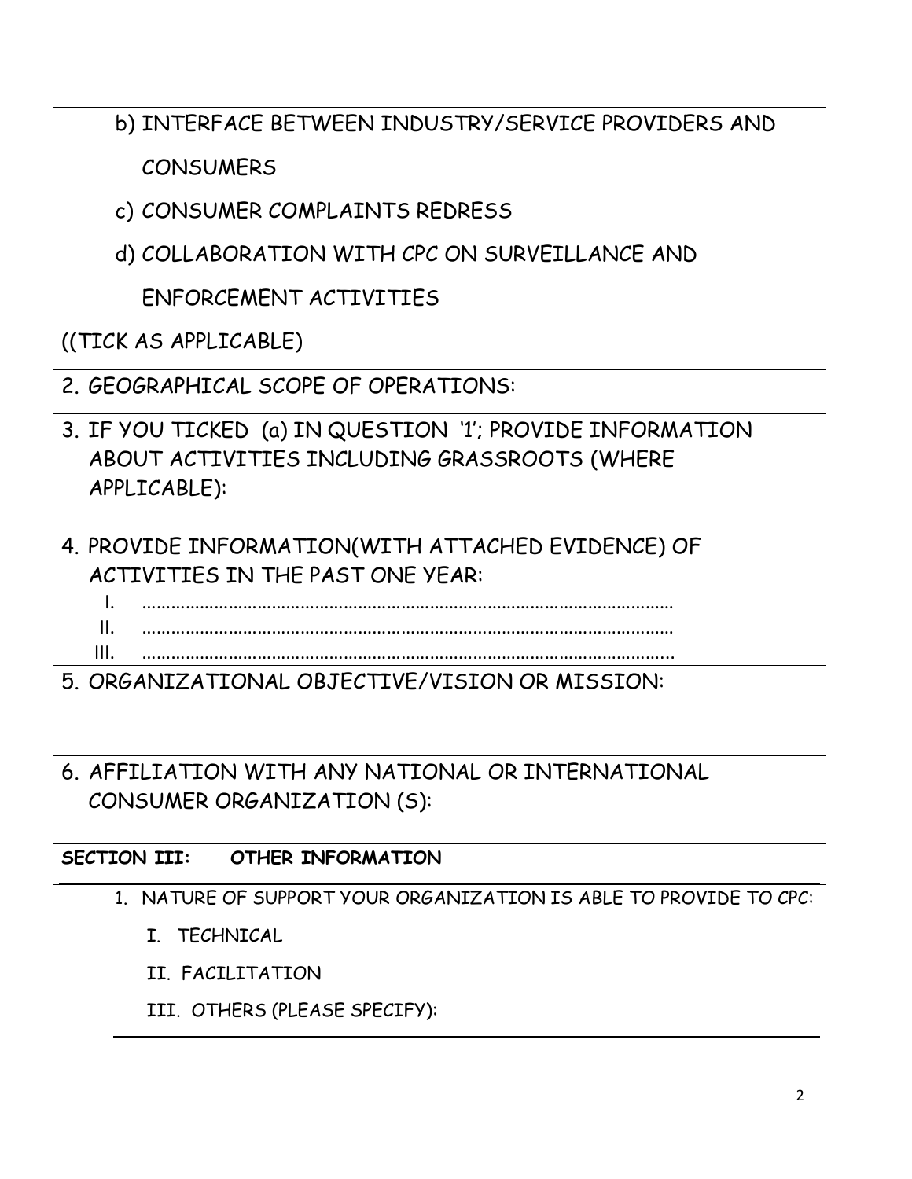b) INTERFACE BETWEEN INDUSTRY/SERVICE PROVIDERS AND CONSUMERS

c) CONSUMER COMPLAINTS REDRESS

d) COLLABORATION WITH CPC ON SURVEILLANCE AND ENFORCEMENT ACTIVITIES

((TICK AS APPLICABLE)

2. GEOGRAPHICAL SCOPE OF OPERATIONS:

3. IF YOU TICKED (a) IN QUESTION '1'; PROVIDE INFORMATION ABOUT ACTIVITIES INCLUDING GRASSROOTS (WHERE APPLICABLE):

4. PROVIDE INFORMATION(WITH ATTACHED EVIDENCE) OF ACTIVITIES IN THE PAST ONE YEAR:
   I. ……………………………………………………………………………………………
   II. ……………………………………………………………………………………………
   III. ……………………………………………………………………………………………

5. ORGANIZATIONAL OBJECTIVE/VISION OR MISSION:

6. AFFILIATION WITH ANY NATIONAL OR INTERNATIONAL CONSUMER ORGANIZATION (S):

**SECTION III: OTHER INFORMATION**

1. NATURE OF SUPPORT YOUR ORGANIZATION IS ABLE TO PROVIDE TO CPC:

   I. TECHNICAL

   II. FACILITATION

   III. OTHERS (PLEASE SPECIFY):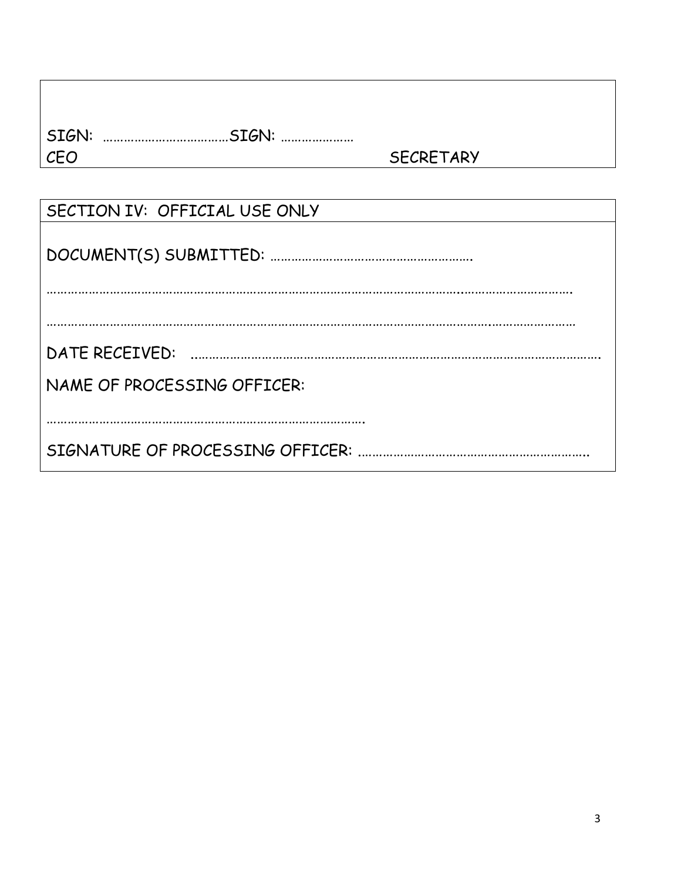SIGN: ………………………………SIGN: …………………
CEO SECRETARY

## SECTION IV: OFFICIAL USE ONLY

DOCUMENT(S) SUBMITTED: ………………………………………………….

…………………………………………………………………………………………………….…………………………….

…………………………………………………………………………………………………………….……………………

DATE RECEIVED: ………………………………………………………………………………………………….

NAME OF PROCESSING OFFICER:

……………………………………………………………………………….

SIGNATURE OF PROCESSING OFFICER: ……………………………………………………….